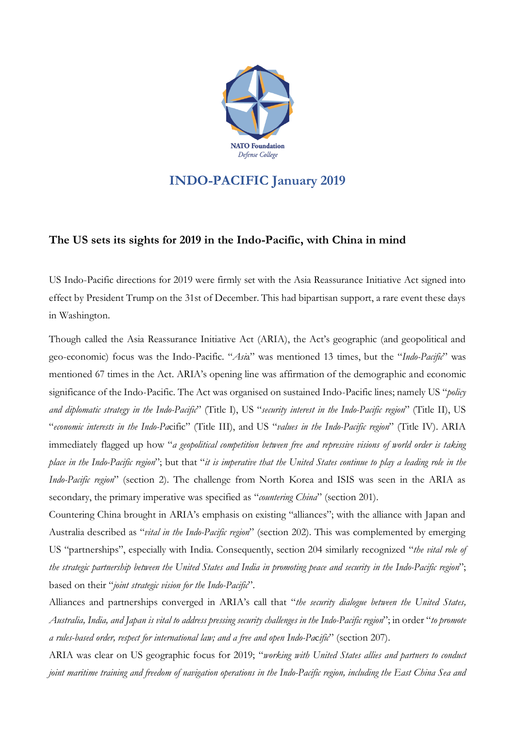NATO Foundation
*Defense College*

# INDO-PACIFIC January 2019

## The US sets its sights for 2019 in the Indo-Pacific, with China in mind

US Indo-Pacific directions for 2019 were firmly set with the Asia Reassurance Initiative Act signed into effect by President Trump on the 31st of December. This had bipartisan support, a rare event these days in Washington.

Though called the Asia Reassurance Initiative Act (ARIA), the Act's geographic (and geopolitical and geo-economic) focus was the Indo-Pacific. "*Asia*" was mentioned 13 times, but the "*Indo-Pacific*" was mentioned 67 times in the Act. ARIA's opening line was affirmation of the demographic and economic significance of the Indo-Pacific. The Act was organised on sustained Indo-Pacific lines; namely US "*policy and diplomatic strategy in the Indo-Pacific*" (Title I), US "*security interest in the Indo-Pacific region*" (Title II), US "*economic interests in the Indo-Pa*cific" (Title III), and US "*values in the Indo-Pacific region*" (Title IV). ARIA immediately flagged up how "*a geopolitical competition between free and repressive visions of world order is taking place in the Indo-Pacific region*"; but that "*it is imperative that the United States continue to play a leading role in the Indo-Pacific region*" (section 2). The challenge from North Korea and ISIS was seen in the ARIA as secondary, the primary imperative was specified as "*countering China*" (section 201).

Countering China brought in ARIA's emphasis on existing "alliances"; with the alliance with Japan and Australia described as "*vital in the Indo-Pacific region*" (section 202). This was complemented by emerging US "partnerships", especially with India. Consequently, section 204 similarly recognized "*the vital role of the strategic partnership between the United States and India in promoting peace and security in the Indo-Pacific region*"; based on their "*joint strategic vision for the Indo-Pacific*".

Alliances and partnerships converged in ARIA's call that "*the security dialogue between the United States, Australia, India, and Japan is vital to address pressing security challenges in the Indo-Pacific region*"; in order "*to promote a rules-based order, respect for international law; and a free and open Indo-Pacific*" (section 207).

ARIA was clear on US geographic focus for 2019; "*working with United States allies and partners to conduct joint maritime training and freedom of navigation operations in the Indo-Pacific region, including the East China Sea and*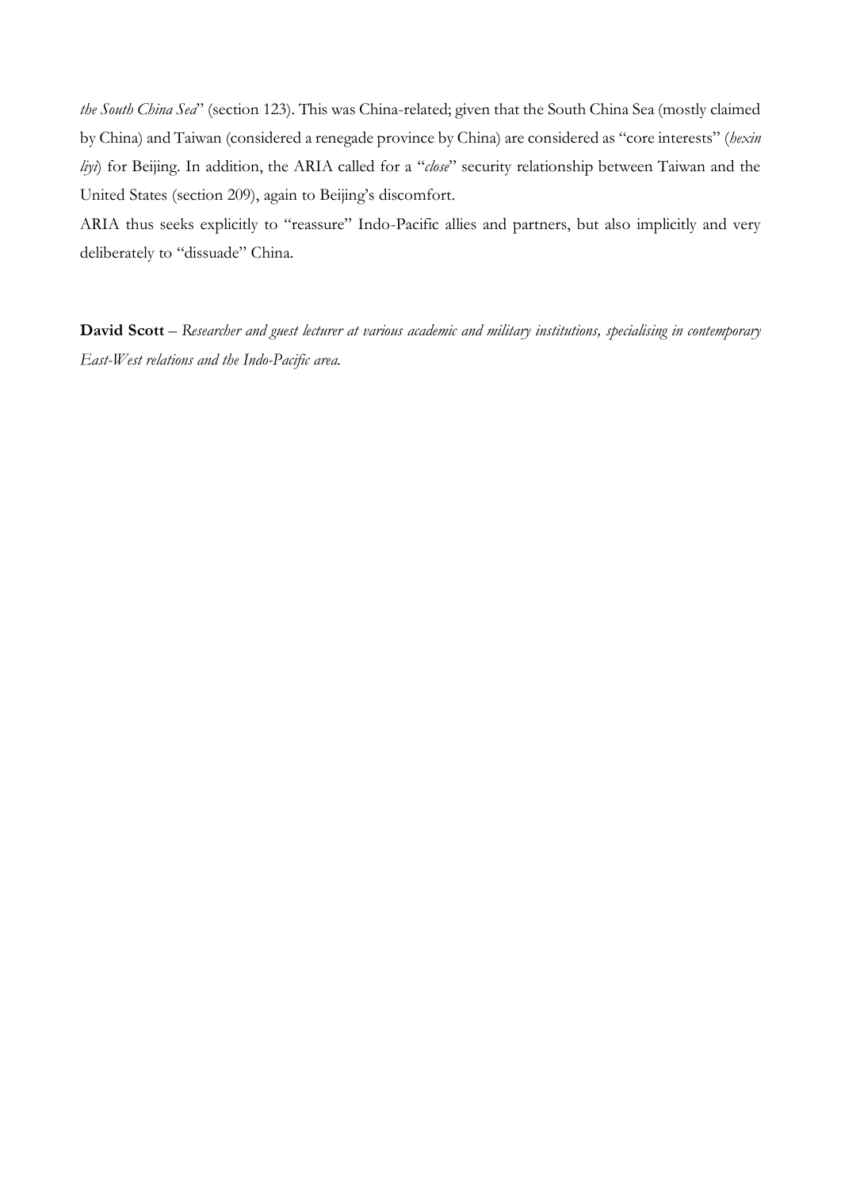*the South China Sea*" (section 123). This was China-related; given that the South China Sea (mostly claimed by China) and Taiwan (considered a renegade province by China) are considered as "core interests" (*hexin liyi*) for Beijing. In addition, the ARIA called for a "*close*" security relationship between Taiwan and the United States (section 209), again to Beijing's discomfort.

ARIA thus seeks explicitly to "reassure" Indo-Pacific allies and partners, but also implicitly and very deliberately to "dissuade" China.

**David Scott** – *Researcher and guest lecturer at various academic and military institutions, specialising in contemporary East-West relations and the Indo-Pacific area.*